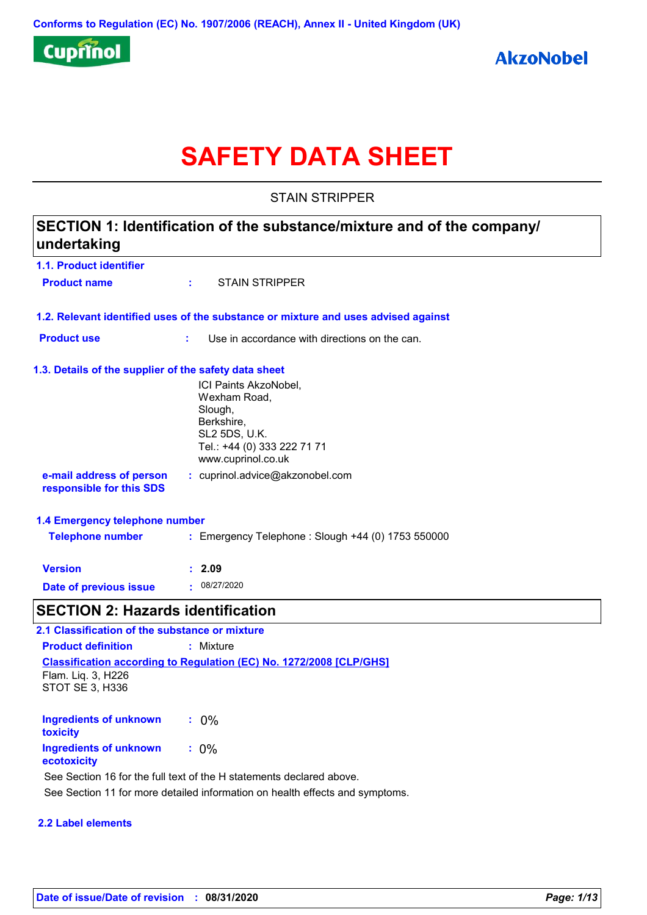Conforms to Regulation (EC) No. 1907/2006 (REACH), Annex II - United Kingdom (UK)

# SAFETY DATA SHEET

STAIN STRIPPER

## SECTION 1: Identification of the substance/mixture and of the company/ undertaking

### 1.1. Product identifier

**Product name** : STAIN STRIPPER

### 1.2. Relevant identified uses of the substance or mixture and uses advised against

**Product use** : Use in accordance with directions on the can.

### 1.3. Details of the supplier of the safety data sheet

ICI Paints AkzoNobel,
Wexham Road,
Slough,
Berkshire,
SL2 5DS, U.K.
Tel.: +44 (0) 333 222 71 71
www.cuprinol.co.uk

**e-mail address of person responsible for this SDS** : cuprinol.advice@akzonobel.com

### 1.4 Emergency telephone number

**Telephone number** : Emergency Telephone : Slough +44 (0) 1753 550000

**Version** : **2.09**

**Date of previous issue** : 08/27/2020

## SECTION 2: Hazards identification

### 2.1 Classification of the substance or mixture

**Product definition** : Mixture

**Classification according to Regulation (EC) No. 1272/2008 [CLP/GHS]**

Flam. Liq. 3, H226
STOT SE 3, H336

**Ingredients of unknown toxicity** : 0%

**Ingredients of unknown ecotoxicity** : 0%

See Section 16 for the full text of the H statements declared above.

See Section 11 for more detailed information on health effects and symptoms.

### 2.2 Label elements

**Date of issue/Date of revision** : **08/31/2020**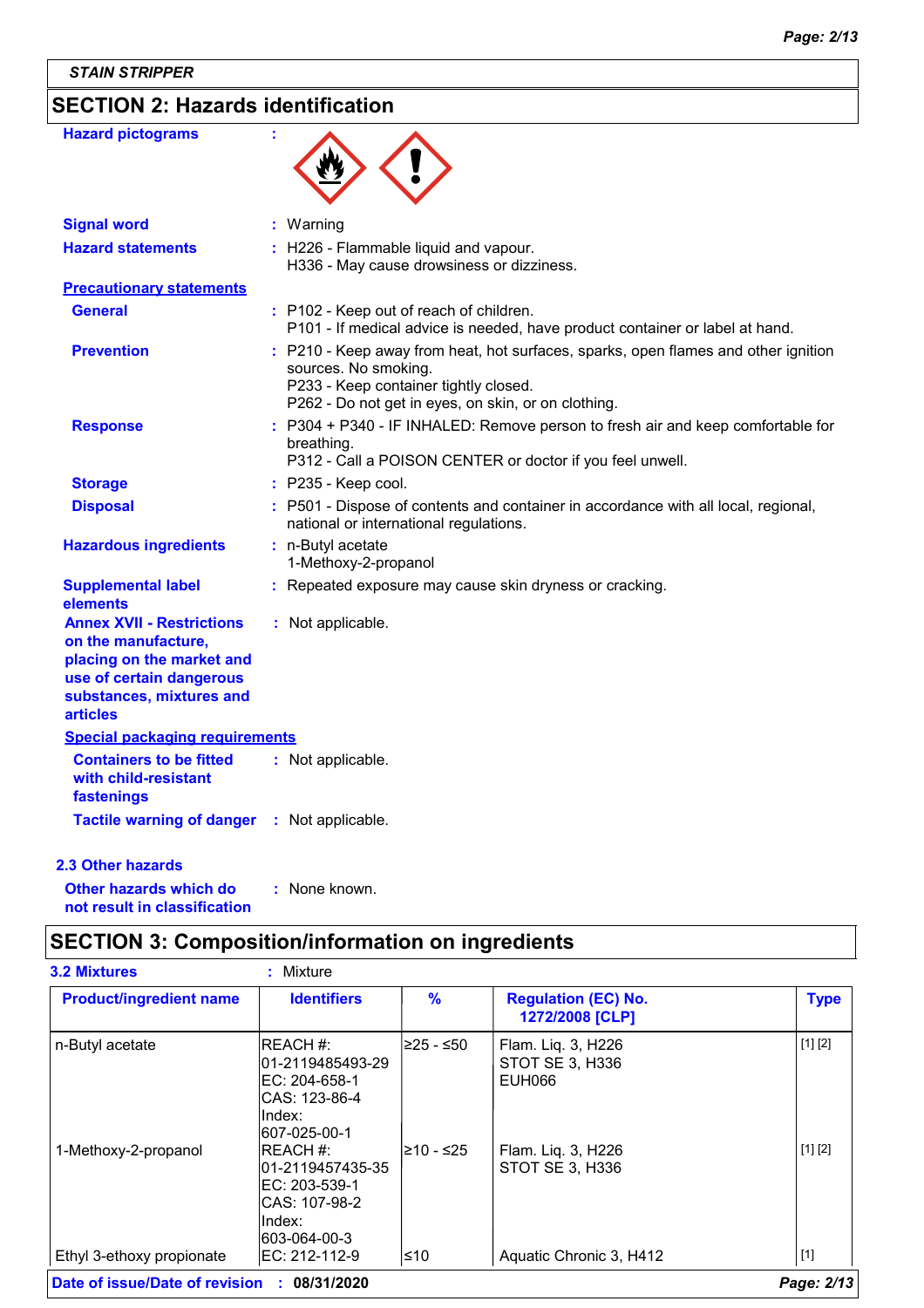STAIN STRIPPER

## SECTION 2: Hazards identification

**Hazard pictograms** :

**Signal word** : Warning

**Hazard statements** : H226 - Flammable liquid and vapour.
H336 - May cause drowsiness or dizziness.

**Precautionary statements**

**General** : P102 - Keep out of reach of children.
P101 - If medical advice is needed, have product container or label at hand.

**Prevention** : P210 - Keep away from heat, hot surfaces, sparks, open flames and other ignition sources. No smoking.
P233 - Keep container tightly closed.
P262 - Do not get in eyes, on skin, or on clothing.

**Response** : P304 + P340 - IF INHALED: Remove person to fresh air and keep comfortable for breathing.
P312 - Call a POISON CENTER or doctor if you feel unwell.

**Storage** : P235 - Keep cool.

**Disposal** : P501 - Dispose of contents and container in accordance with all local, regional, national or international regulations.

**Hazardous ingredients** : n-Butyl acetate
1-Methoxy-2-propanol

**Supplemental label elements** : Repeated exposure may cause skin dryness or cracking.

**Annex XVII - Restrictions on the manufacture, placing on the market and use of certain dangerous substances, mixtures and articles** : Not applicable.

**Special packaging requirements**

**Containers to be fitted with child-resistant fastenings** : Not applicable.

**Tactile warning of danger** : Not applicable.

### 2.3 Other hazards

**Other hazards which do not result in classification** : None known.

## SECTION 3: Composition/information on ingredients

**3.2 Mixtures** : Mixture

| Product/ingredient name | Identifiers | % | Regulation (EC) No. 1272/2008 [CLP] | Type |
|---|---|---|---|---|
| n-Butyl acetate | REACH #: 01-2119485493-29<br>EC: 204-658-1<br>CAS: 123-86-4<br>Index: 607-025-00-1 | ≥25 - ≤50 | Flam. Liq. 3, H226<br>STOT SE 3, H336<br>EUH066 | [1] [2] |
| 1-Methoxy-2-propanol | REACH #: 01-2119457435-35<br>EC: 203-539-1<br>CAS: 107-98-2<br>Index: 603-064-00-3 | ≥10 - ≤25 | Flam. Liq. 3, H226<br>STOT SE 3, H336 | [1] [2] |
| Ethyl 3-ethoxy propionate | EC: 212-112-9 | ≤10 | Aquatic Chronic 3, H412 | [1] |

**Date of issue/Date of revision** : 08/31/2020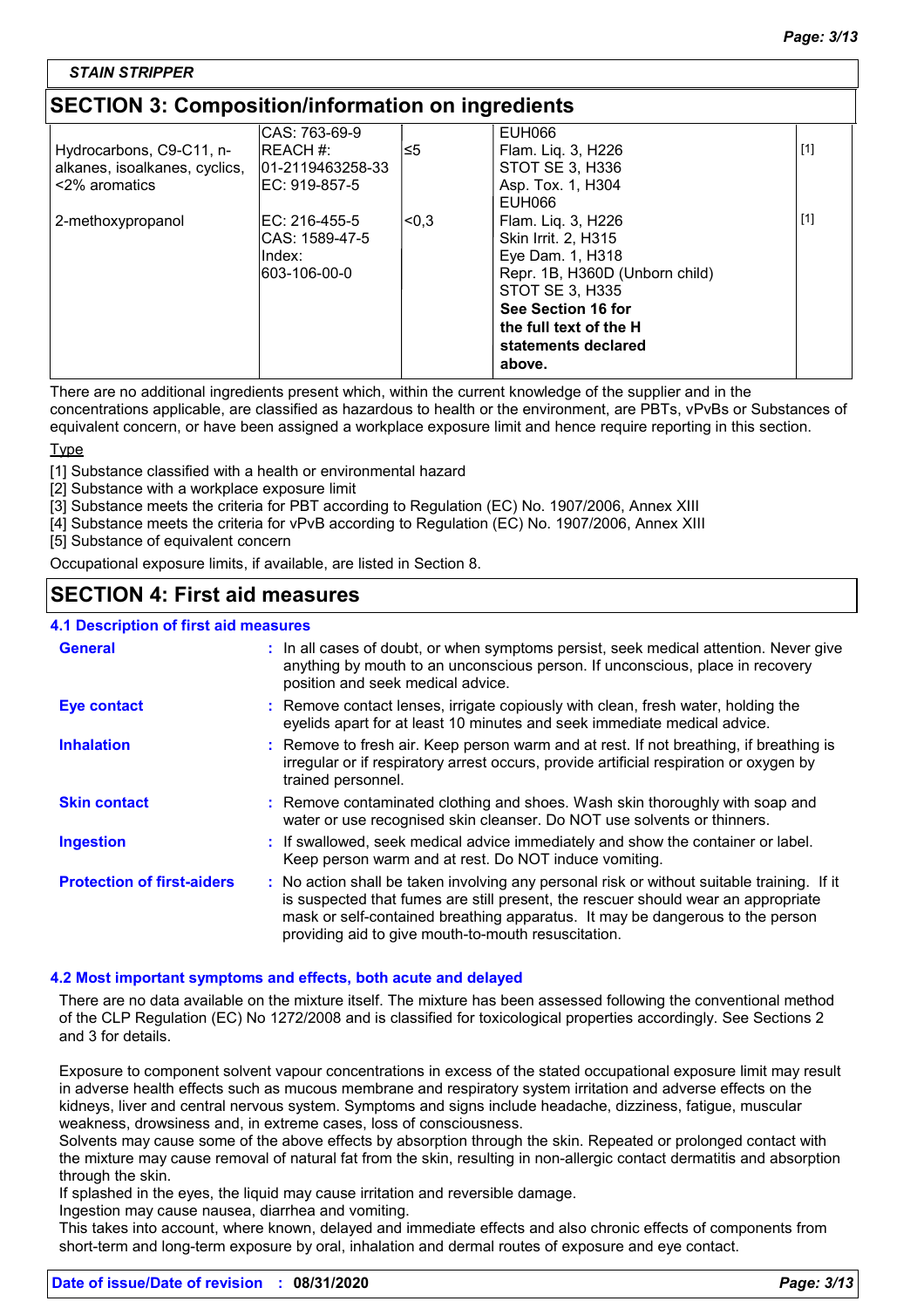STAIN STRIPPER

## SECTION 3: Composition/information on ingredients

| | | | | |
|---|---|---|---|---|
| Hydrocarbons, C9-C11, n-alkanes, isoalkanes, cyclics, <2% aromatics | CAS: 763-69-9<br>REACH #: 01-2119463258-33<br>EC: 919-857-5 | ≤5 | EUH066<br>Flam. Liq. 3, H226<br>STOT SE 3, H336<br>Asp. Tox. 1, H304<br>EUH066 | [1] |
| 2-methoxypropanol | EC: 216-455-5<br>CAS: 1589-47-5<br>Index: 603-106-00-0 | <0,3 | Flam. Liq. 3, H226<br>Skin Irrit. 2, H315<br>Eye Dam. 1, H318<br>Repr. 1B, H360D (Unborn child)<br>STOT SE 3, H335<br>**See Section 16 for the full text of the H statements declared above.** | [1] |

There are no additional ingredients present which, within the current knowledge of the supplier and in the concentrations applicable, are classified as hazardous to health or the environment, are PBTs, vPvBs or Substances of equivalent concern, or have been assigned a workplace exposure limit and hence require reporting in this section.

Type

[1] Substance classified with a health or environmental hazard
[2] Substance with a workplace exposure limit
[3] Substance meets the criteria for PBT according to Regulation (EC) No. 1907/2006, Annex XIII
[4] Substance meets the criteria for vPvB according to Regulation (EC) No. 1907/2006, Annex XIII
[5] Substance of equivalent concern

Occupational exposure limits, if available, are listed in Section 8.

## SECTION 4: First aid measures

### 4.1 Description of first aid measures

**General** : In all cases of doubt, or when symptoms persist, seek medical attention. Never give anything by mouth to an unconscious person. If unconscious, place in recovery position and seek medical advice.

**Eye contact** : Remove contact lenses, irrigate copiously with clean, fresh water, holding the eyelids apart for at least 10 minutes and seek immediate medical advice.

**Inhalation** : Remove to fresh air. Keep person warm and at rest. If not breathing, if breathing is irregular or if respiratory arrest occurs, provide artificial respiration or oxygen by trained personnel.

**Skin contact** : Remove contaminated clothing and shoes. Wash skin thoroughly with soap and water or use recognised skin cleanser. Do NOT use solvents or thinners.

**Ingestion** : If swallowed, seek medical advice immediately and show the container or label. Keep person warm and at rest. Do NOT induce vomiting.

**Protection of first-aiders** : No action shall be taken involving any personal risk or without suitable training. If it is suspected that fumes are still present, the rescuer should wear an appropriate mask or self-contained breathing apparatus. It may be dangerous to the person providing aid to give mouth-to-mouth resuscitation.

### 4.2 Most important symptoms and effects, both acute and delayed

There are no data available on the mixture itself. The mixture has been assessed following the conventional method of the CLP Regulation (EC) No 1272/2008 and is classified for toxicological properties accordingly. See Sections 2 and 3 for details.

Exposure to component solvent vapour concentrations in excess of the stated occupational exposure limit may result in adverse health effects such as mucous membrane and respiratory system irritation and adverse effects on the kidneys, liver and central nervous system. Symptoms and signs include headache, dizziness, fatigue, muscular weakness, drowsiness and, in extreme cases, loss of consciousness.
Solvents may cause some of the above effects by absorption through the skin. Repeated or prolonged contact with the mixture may cause removal of natural fat from the skin, resulting in non-allergic contact dermatitis and absorption through the skin.
If splashed in the eyes, the liquid may cause irritation and reversible damage.
Ingestion may cause nausea, diarrhea and vomiting.
This takes into account, where known, delayed and immediate effects and also chronic effects of components from short-term and long-term exposure by oral, inhalation and dermal routes of exposure and eye contact.

**Date of issue/Date of revision** : **08/31/2020**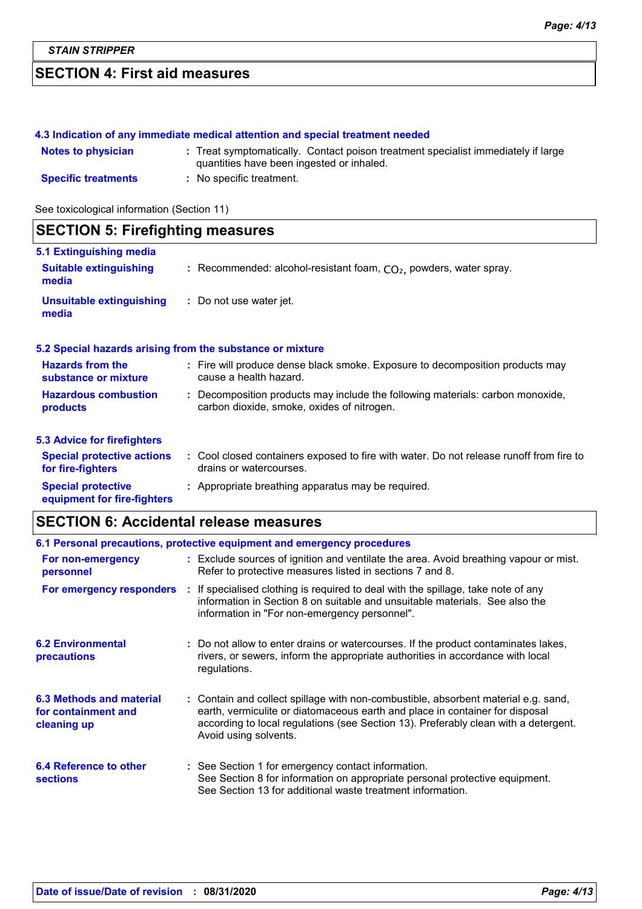## SECTION 4: First aid measures

### 4.3 Indication of any immediate medical attention and special treatment needed

**Notes to physician** : Treat symptomatically. Contact poison treatment specialist immediately if large quantities have been ingested or inhaled.

**Specific treatments** : No specific treatment.

See toxicological information (Section 11)

## SECTION 5: Firefighting measures

### 5.1 Extinguishing media

**Suitable extinguishing media** : Recommended: alcohol-resistant foam, $CO_2$, powders, water spray.

**Unsuitable extinguishing media** : Do not use water jet.

### 5.2 Special hazards arising from the substance or mixture

**Hazards from the substance or mixture** : Fire will produce dense black smoke. Exposure to decomposition products may cause a health hazard.

**Hazardous combustion products** : Decomposition products may include the following materials: carbon monoxide, carbon dioxide, smoke, oxides of nitrogen.

### 5.3 Advice for firefighters

**Special protective actions for fire-fighters** : Cool closed containers exposed to fire with water. Do not release runoff from fire to drains or watercourses.

**Special protective equipment for fire-fighters** : Appropriate breathing apparatus may be required.

## SECTION 6: Accidental release measures

### 6.1 Personal precautions, protective equipment and emergency procedures

**For non-emergency personnel** : Exclude sources of ignition and ventilate the area. Avoid breathing vapour or mist. Refer to protective measures listed in sections 7 and 8.

**For emergency responders** : If specialised clothing is required to deal with the spillage, take note of any information in Section 8 on suitable and unsuitable materials. See also the information in "For non-emergency personnel".

### 6.2 Environmental precautions

: Do not allow to enter drains or watercourses. If the product contaminates lakes, rivers, or sewers, inform the appropriate authorities in accordance with local regulations.

### 6.3 Methods and material for containment and cleaning up

: Contain and collect spillage with non-combustible, absorbent material e.g. sand, earth, vermiculite or diatomaceous earth and place in container for disposal according to local regulations (see Section 13). Preferably clean with a detergent. Avoid using solvents.

### 6.4 Reference to other sections

: See Section 1 for emergency contact information.
See Section 8 for information on appropriate personal protective equipment.
See Section 13 for additional waste treatment information.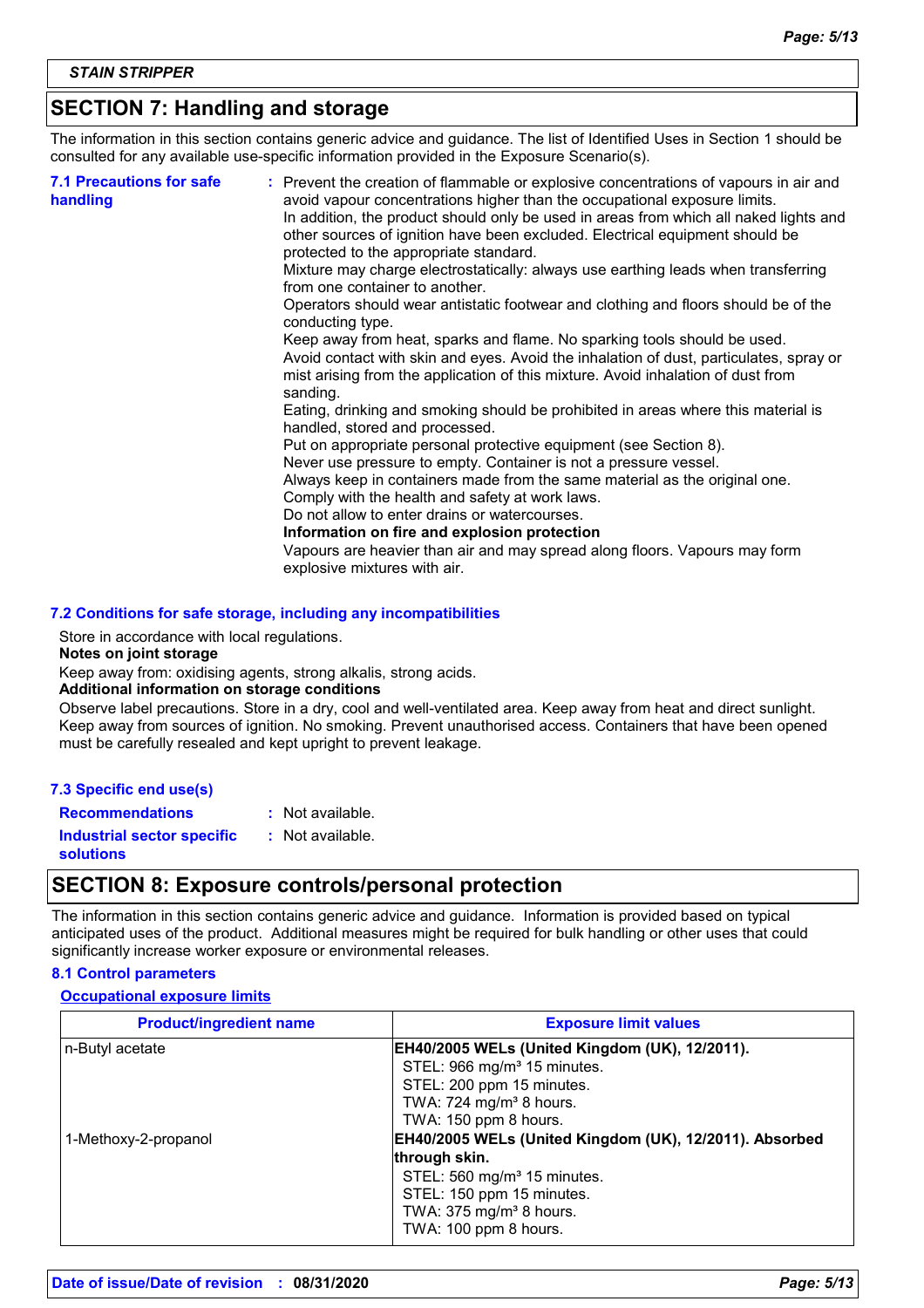## SECTION 7: Handling and storage

The information in this section contains generic advice and guidance. The list of Identified Uses in Section 1 should be consulted for any available use-specific information provided in the Exposure Scenario(s).

**7.1 Precautions for safe handling** : Prevent the creation of flammable or explosive concentrations of vapours in air and avoid vapour concentrations higher than the occupational exposure limits.
In addition, the product should only be used in areas from which all naked lights and other sources of ignition have been excluded. Electrical equipment should be protected to the appropriate standard.
Mixture may charge electrostatically: always use earthing leads when transferring from one container to another.
Operators should wear antistatic footwear and clothing and floors should be of the conducting type.
Keep away from heat, sparks and flame. No sparking tools should be used.
Avoid contact with skin and eyes. Avoid the inhalation of dust, particulates, spray or mist arising from the application of this mixture. Avoid inhalation of dust from sanding.
Eating, drinking and smoking should be prohibited in areas where this material is handled, stored and processed.
Put on appropriate personal protective equipment (see Section 8).
Never use pressure to empty. Container is not a pressure vessel.
Always keep in containers made from the same material as the original one.
Comply with the health and safety at work laws.
Do not allow to enter drains or watercourses.
**Information on fire and explosion protection**
Vapours are heavier than air and may spread along floors. Vapours may form explosive mixtures with air.

### 7.2 Conditions for safe storage, including any incompatibilities

Store in accordance with local regulations.
**Notes on joint storage**
Keep away from: oxidising agents, strong alkalis, strong acids.
**Additional information on storage conditions**
Observe label precautions. Store in a dry, cool and well-ventilated area. Keep away from heat and direct sunlight. Keep away from sources of ignition. No smoking. Prevent unauthorised access. Containers that have been opened must be carefully resealed and kept upright to prevent leakage.

### 7.3 Specific end use(s)

**Recommendations** : Not available.

**Industrial sector specific solutions** : Not available.

## SECTION 8: Exposure controls/personal protection

The information in this section contains generic advice and guidance. Information is provided based on typical anticipated uses of the product. Additional measures might be required for bulk handling or other uses that could significantly increase worker exposure or environmental releases.

### 8.1 Control parameters

**Occupational exposure limits**

| Product/ingredient name | Exposure limit values |
|---|---|
| n-Butyl acetate | **EH40/2005 WELs (United Kingdom (UK), 12/2011).**<br>STEL: 966 mg/m³ 15 minutes.<br>STEL: 200 ppm 15 minutes.<br>TWA: 724 mg/m³ 8 hours.<br>TWA: 150 ppm 8 hours. |
| 1-Methoxy-2-propanol | **EH40/2005 WELs (United Kingdom (UK), 12/2011). Absorbed through skin.**<br>STEL: 560 mg/m³ 15 minutes.<br>STEL: 150 ppm 15 minutes.<br>TWA: 375 mg/m³ 8 hours.<br>TWA: 100 ppm 8 hours. |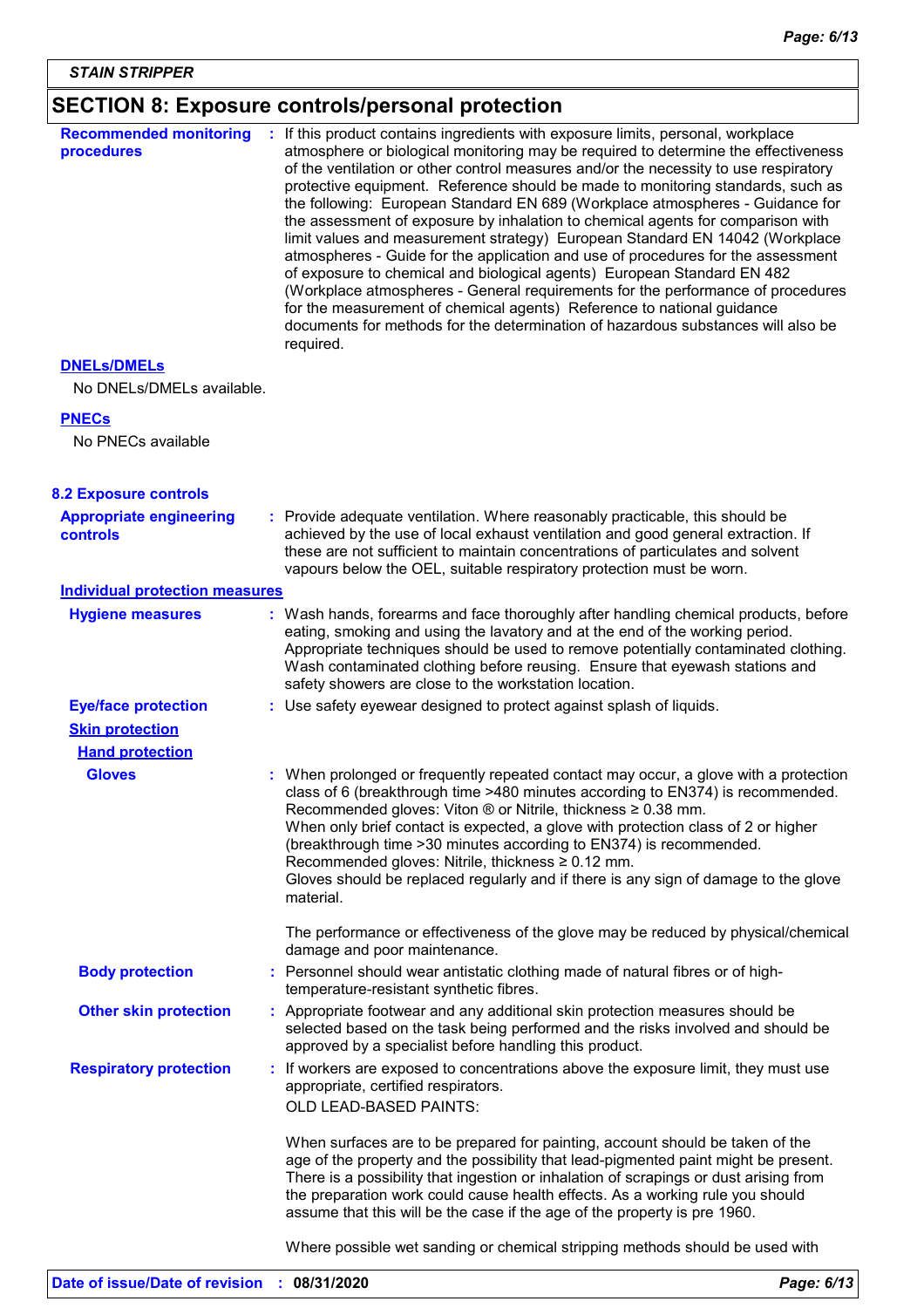STAIN STRIPPER

## SECTION 8: Exposure controls/personal protection

**Recommended monitoring procedures** : If this product contains ingredients with exposure limits, personal, workplace atmosphere or biological monitoring may be required to determine the effectiveness of the ventilation or other control measures and/or the necessity to use respiratory protective equipment. Reference should be made to monitoring standards, such as the following: European Standard EN 689 (Workplace atmospheres - Guidance for the assessment of exposure by inhalation to chemical agents for comparison with limit values and measurement strategy) European Standard EN 14042 (Workplace atmospheres - Guide for the application and use of procedures for the assessment of exposure to chemical and biological agents) European Standard EN 482 (Workplace atmospheres - General requirements for the performance of procedures for the measurement of chemical agents) Reference to national guidance documents for methods for the determination of hazardous substances will also be required.

**DNELs/DMELs**

No DNELs/DMELs available.

**PNECs**

No PNECs available

### 8.2 Exposure controls

**Appropriate engineering controls** : Provide adequate ventilation. Where reasonably practicable, this should be achieved by the use of local exhaust ventilation and good general extraction. If these are not sufficient to maintain concentrations of particulates and solvent vapours below the OEL, suitable respiratory protection must be worn.

**Individual protection measures**

**Hygiene measures** : Wash hands, forearms and face thoroughly after handling chemical products, before eating, smoking and using the lavatory and at the end of the working period. Appropriate techniques should be used to remove potentially contaminated clothing. Wash contaminated clothing before reusing. Ensure that eyewash stations and safety showers are close to the workstation location.

**Eye/face protection** : Use safety eyewear designed to protect against splash of liquids.

**Skin protection**

**Hand protection**

**Gloves** : When prolonged or frequently repeated contact may occur, a glove with a protection class of 6 (breakthrough time >480 minutes according to EN374) is recommended. Recommended gloves: Viton ® or Nitrile, thickness ≥ 0.38 mm.
When only brief contact is expected, a glove with protection class of 2 or higher (breakthrough time >30 minutes according to EN374) is recommended. Recommended gloves: Nitrile, thickness ≥ 0.12 mm.
Gloves should be replaced regularly and if there is any sign of damage to the glove material.

The performance or effectiveness of the glove may be reduced by physical/chemical damage and poor maintenance.

**Body protection** : Personnel should wear antistatic clothing made of natural fibres or of high-temperature-resistant synthetic fibres.

**Other skin protection** : Appropriate footwear and any additional skin protection measures should be selected based on the task being performed and the risks involved and should be approved by a specialist before handling this product.

**Respiratory protection** : If workers are exposed to concentrations above the exposure limit, they must use appropriate, certified respirators.
OLD LEAD-BASED PAINTS:

When surfaces are to be prepared for painting, account should be taken of the age of the property and the possibility that lead-pigmented paint might be present. There is a possibility that ingestion or inhalation of scrapings or dust arising from the preparation work could cause health effects. As a working rule you should assume that this will be the case if the age of the property is pre 1960.

Where possible wet sanding or chemical stripping methods should be used with

**Date of issue/Date of revision** : 08/31/2020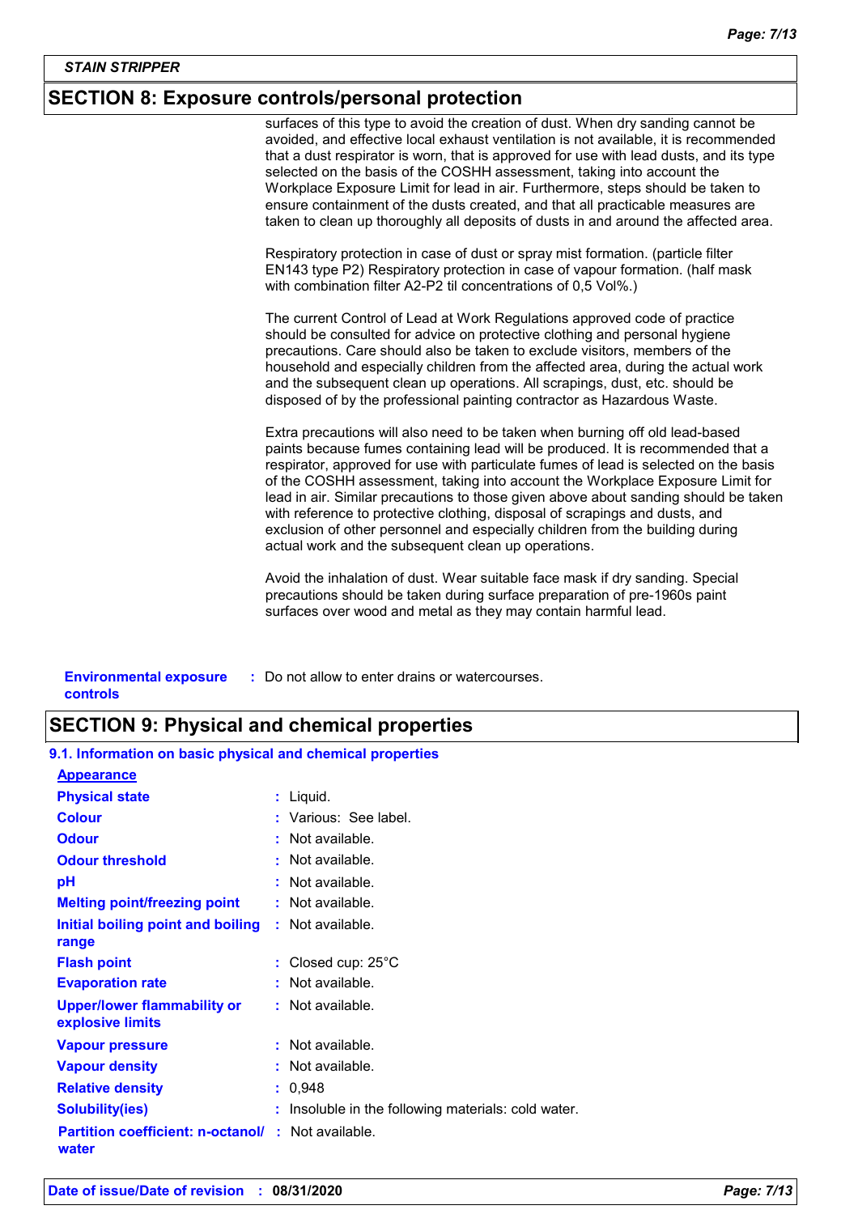## SECTION 8: Exposure controls/personal protection

surfaces of this type to avoid the creation of dust. When dry sanding cannot be avoided, and effective local exhaust ventilation is not available, it is recommended that a dust respirator is worn, that is approved for use with lead dusts, and its type selected on the basis of the COSHH assessment, taking into account the Workplace Exposure Limit for lead in air. Furthermore, steps should be taken to ensure containment of the dusts created, and that all practicable measures are taken to clean up thoroughly all deposits of dusts in and around the affected area.

Respiratory protection in case of dust or spray mist formation. (particle filter EN143 type P2) Respiratory protection in case of vapour formation. (half mask with combination filter A2-P2 til concentrations of 0,5 Vol%.)

The current Control of Lead at Work Regulations approved code of practice should be consulted for advice on protective clothing and personal hygiene precautions. Care should also be taken to exclude visitors, members of the household and especially children from the affected area, during the actual work and the subsequent clean up operations. All scrapings, dust, etc. should be disposed of by the professional painting contractor as Hazardous Waste.

Extra precautions will also need to be taken when burning off old lead-based paints because fumes containing lead will be produced. It is recommended that a respirator, approved for use with particulate fumes of lead is selected on the basis of the COSHH assessment, taking into account the Workplace Exposure Limit for lead in air. Similar precautions to those given above about sanding should be taken with reference to protective clothing, disposal of scrapings and dusts, and exclusion of other personnel and especially children from the building during actual work and the subsequent clean up operations.

Avoid the inhalation of dust. Wear suitable face mask if dry sanding. Special precautions should be taken during surface preparation of pre-1960s paint surfaces over wood and metal as they may contain harmful lead.

**Environmental exposure controls** : Do not allow to enter drains or watercourses.

## SECTION 9: Physical and chemical properties

### 9.1. Information on basic physical and chemical properties

**Appearance**

| Property | Value |
|---|---|
| **Physical state** | Liquid. |
| **Colour** | Various: See label. |
| **Odour** | Not available. |
| **Odour threshold** | Not available. |
| **pH** | Not available. |
| **Melting point/freezing point** | Not available. |
| **Initial boiling point and boiling range** | Not available. |
| **Flash point** | Closed cup: 25°C |
| **Evaporation rate** | Not available. |
| **Upper/lower flammability or explosive limits** | Not available. |
| **Vapour pressure** | Not available. |
| **Vapour density** | Not available. |
| **Relative density** | 0,948 |
| **Solubility(ies)** | Insoluble in the following materials: cold water. |
| **Partition coefficient: n-octanol/ water** | Not available. |

**Date of issue/Date of revision** : **08/31/2020**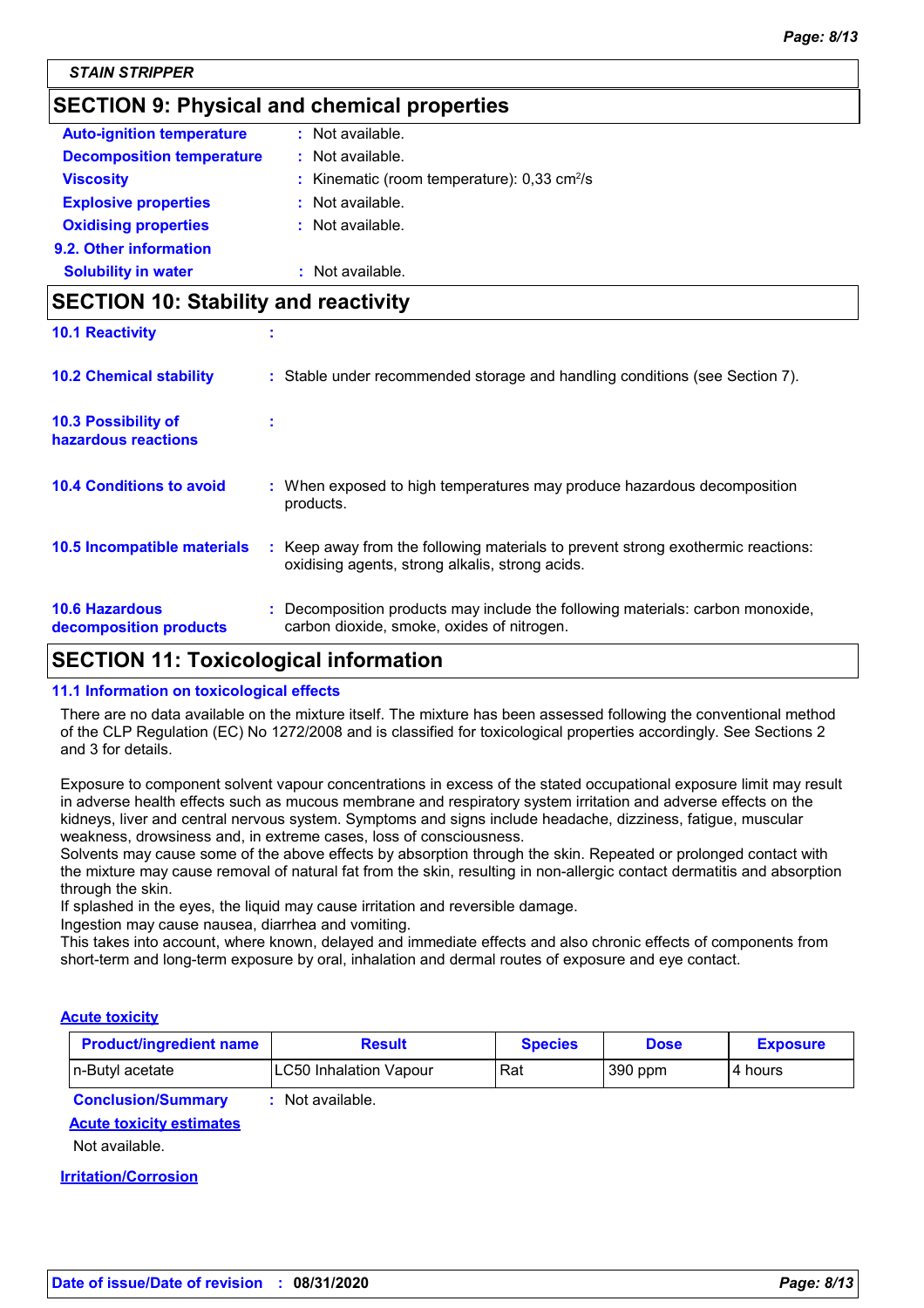STAIN STRIPPER

## SECTION 9: Physical and chemical properties

**Auto-ignition temperature** : Not available.

**Decomposition temperature** : Not available.

**Viscosity** : Kinematic (room temperature): 0,33 $cm^2/s$

**Explosive properties** : Not available.

**Oxidising properties** : Not available.

**9.2. Other information**

**Solubility in water** : Not available.

## SECTION 10: Stability and reactivity

**10.1 Reactivity** :

**10.2 Chemical stability** : Stable under recommended storage and handling conditions (see Section 7).

**10.3 Possibility of hazardous reactions** :

**10.4 Conditions to avoid** : When exposed to high temperatures may produce hazardous decomposition products.

**10.5 Incompatible materials** : Keep away from the following materials to prevent strong exothermic reactions: oxidising agents, strong alkalis, strong acids.

**10.6 Hazardous decomposition products** : Decomposition products may include the following materials: carbon monoxide, carbon dioxide, smoke, oxides of nitrogen.

## SECTION 11: Toxicological information

### 11.1 Information on toxicological effects

There are no data available on the mixture itself. The mixture has been assessed following the conventional method of the CLP Regulation (EC) No 1272/2008 and is classified for toxicological properties accordingly. See Sections 2 and 3 for details.

Exposure to component solvent vapour concentrations in excess of the stated occupational exposure limit may result in adverse health effects such as mucous membrane and respiratory system irritation and adverse effects on the kidneys, liver and central nervous system. Symptoms and signs include headache, dizziness, fatigue, muscular weakness, drowsiness and, in extreme cases, loss of consciousness.
Solvents may cause some of the above effects by absorption through the skin. Repeated or prolonged contact with the mixture may cause removal of natural fat from the skin, resulting in non-allergic contact dermatitis and absorption through the skin.
If splashed in the eyes, the liquid may cause irritation and reversible damage.
Ingestion may cause nausea, diarrhea and vomiting.
This takes into account, where known, delayed and immediate effects and also chronic effects of components from short-term and long-term exposure by oral, inhalation and dermal routes of exposure and eye contact.

**Acute toxicity**

| Product/ingredient name | Result | Species | Dose | Exposure |
|---|---|---|---|---|
| n-Butyl acetate | LC50 Inhalation Vapour | Rat | 390 ppm | 4 hours |

**Conclusion/Summary** : Not available.

**Acute toxicity estimates**

Not available.

**Irritation/Corrosion**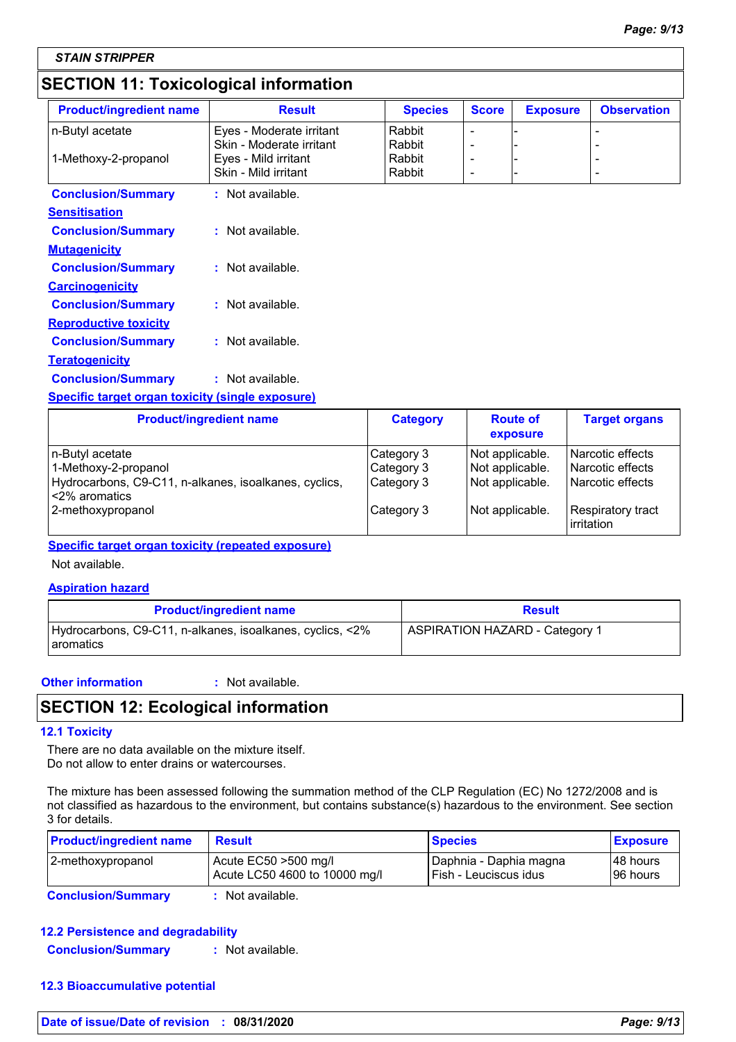## SECTION 11: Toxicological information

| Product/ingredient name | Result | Species | Score | Exposure | Observation |
|---|---|---|---|---|---|
| n-Butyl acetate | Eyes - Moderate irritant | Rabbit | - | - | - |
| | Skin - Moderate irritant | Rabbit | - | - | - |
| 1-Methoxy-2-propanol | Eyes - Mild irritant | Rabbit | - | - | - |
| | Skin - Mild irritant | Rabbit | - | - | - |

**Conclusion/Summary** : Not available.

**Sensitisation**

**Conclusion/Summary** : Not available.

**Mutagenicity**

**Conclusion/Summary** : Not available.

**Carcinogenicity**

**Conclusion/Summary** : Not available.

**Reproductive toxicity**

**Conclusion/Summary** : Not available.

**Teratogenicity**

**Conclusion/Summary** : Not available.

**Specific target organ toxicity (single exposure)**

| Product/ingredient name | Category | Route of exposure | Target organs |
|---|---|---|---|
| n-Butyl acetate | Category 3 | Not applicable. | Narcotic effects |
| 1-Methoxy-2-propanol | Category 3 | Not applicable. | Narcotic effects |
| Hydrocarbons, C9-C11, n-alkanes, isoalkanes, cyclics, <2% aromatics | Category 3 | Not applicable. | Narcotic effects |
| 2-methoxypropanol | Category 3 | Not applicable. | Respiratory tract irritation |

**Specific target organ toxicity (repeated exposure)**

Not available.

**Aspiration hazard**

| Product/ingredient name | Result |
|---|---|
| Hydrocarbons, C9-C11, n-alkanes, isoalkanes, cyclics, <2% aromatics | ASPIRATION HAZARD - Category 1 |

**Other information** : Not available.

## SECTION 12: Ecological information

### 12.1 Toxicity

There are no data available on the mixture itself.
Do not allow to enter drains or watercourses.

The mixture has been assessed following the summation method of the CLP Regulation (EC) No 1272/2008 and is not classified as hazardous to the environment, but contains substance(s) hazardous to the environment. See section 3 for details.

| Product/ingredient name | Result | Species | Exposure |
|---|---|---|---|
| 2-methoxypropanol | Acute EC50 >500 mg/l | Daphnia - Daphia magna | 48 hours |
| | Acute LC50 4600 to 10000 mg/l | Fish - Leuciscus idus | 96 hours |

**Conclusion/Summary** : Not available.

### 12.2 Persistence and degradability

**Conclusion/Summary** : Not available.

### 12.3 Bioaccumulative potential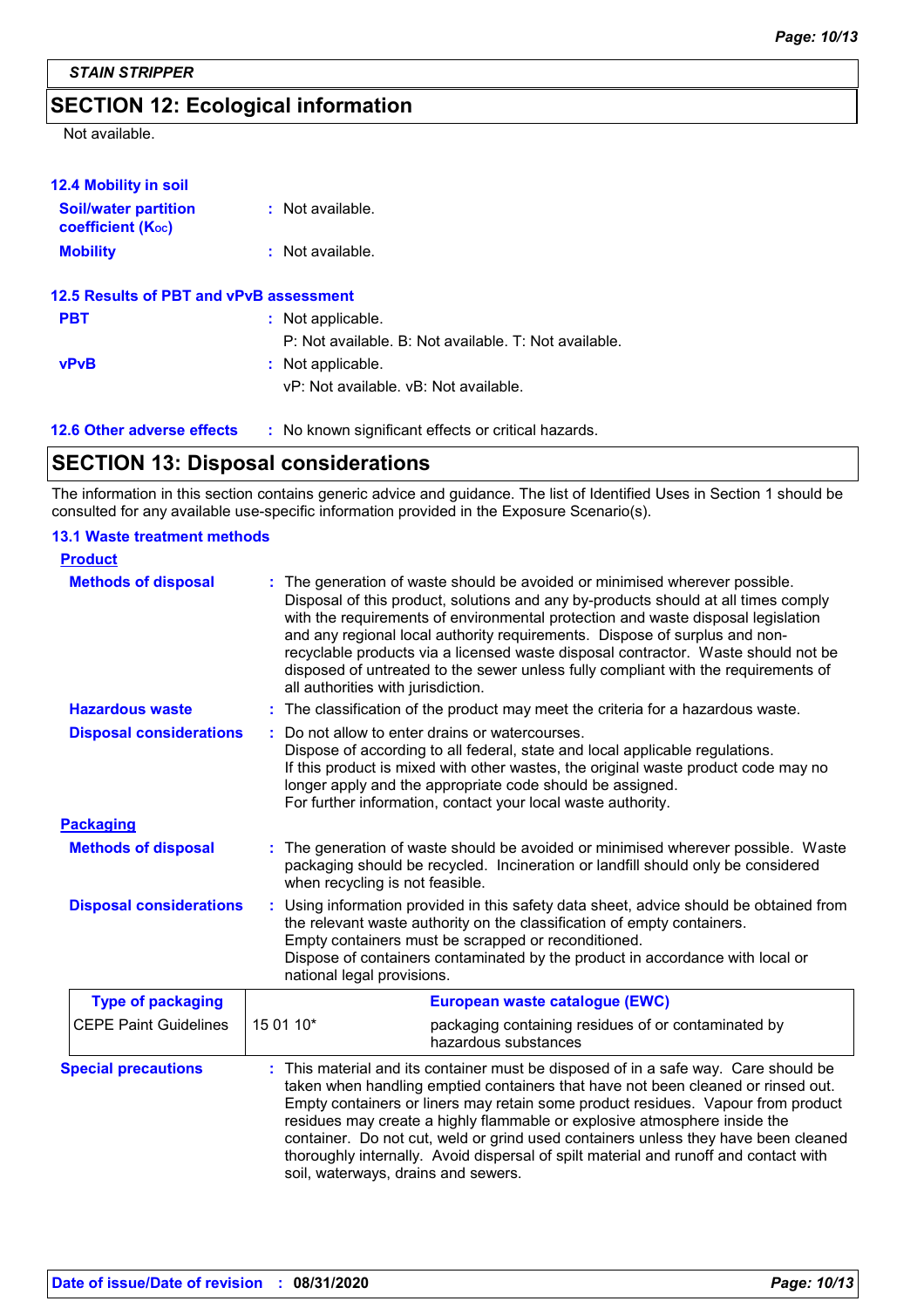## SECTION 12: Ecological information

Not available.

### 12.4 Mobility in soil

**Soil/water partition coefficient ($K_{OC}$)** : Not available.

**Mobility** : Not available.

### 12.5 Results of PBT and vPvB assessment

**PBT** : Not applicable.
P: Not available. B: Not available. T: Not available.

**vPvB** : Not applicable.
vP: Not available. vB: Not available.

### 12.6 Other adverse effects

: No known significant effects or critical hazards.

## SECTION 13: Disposal considerations

The information in this section contains generic advice and guidance. The list of Identified Uses in Section 1 should be consulted for any available use-specific information provided in the Exposure Scenario(s).

### 13.1 Waste treatment methods

**Product**

**Methods of disposal** : The generation of waste should be avoided or minimised wherever possible. Disposal of this product, solutions and any by-products should at all times comply with the requirements of environmental protection and waste disposal legislation and any regional local authority requirements. Dispose of surplus and non-recyclable products via a licensed waste disposal contractor. Waste should not be disposed of untreated to the sewer unless fully compliant with the requirements of all authorities with jurisdiction.

**Hazardous waste** : The classification of the product may meet the criteria for a hazardous waste.

**Disposal considerations** : Do not allow to enter drains or watercourses.
Dispose of according to all federal, state and local applicable regulations.
If this product is mixed with other wastes, the original waste product code may no longer apply and the appropriate code should be assigned.
For further information, contact your local waste authority.

**Packaging**

**Methods of disposal** : The generation of waste should be avoided or minimised wherever possible. Waste packaging should be recycled. Incineration or landfill should only be considered when recycling is not feasible.

**Disposal considerations** : Using information provided in this safety data sheet, advice should be obtained from the relevant waste authority on the classification of empty containers.
Empty containers must be scrapped or reconditioned.
Dispose of containers contaminated by the product in accordance with local or national legal provisions.

| Type of packaging | European waste catalogue (EWC) | |
|---|---|---|
| CEPE Paint Guidelines | 15 01 10* | packaging containing residues of or contaminated by hazardous substances |

**Special precautions** : This material and its container must be disposed of in a safe way. Care should be taken when handling emptied containers that have not been cleaned or rinsed out. Empty containers or liners may retain some product residues. Vapour from product residues may create a highly flammable or explosive atmosphere inside the container. Do not cut, weld or grind used containers unless they have been cleaned thoroughly internally. Avoid dispersal of spilt material and runoff and contact with soil, waterways, drains and sewers.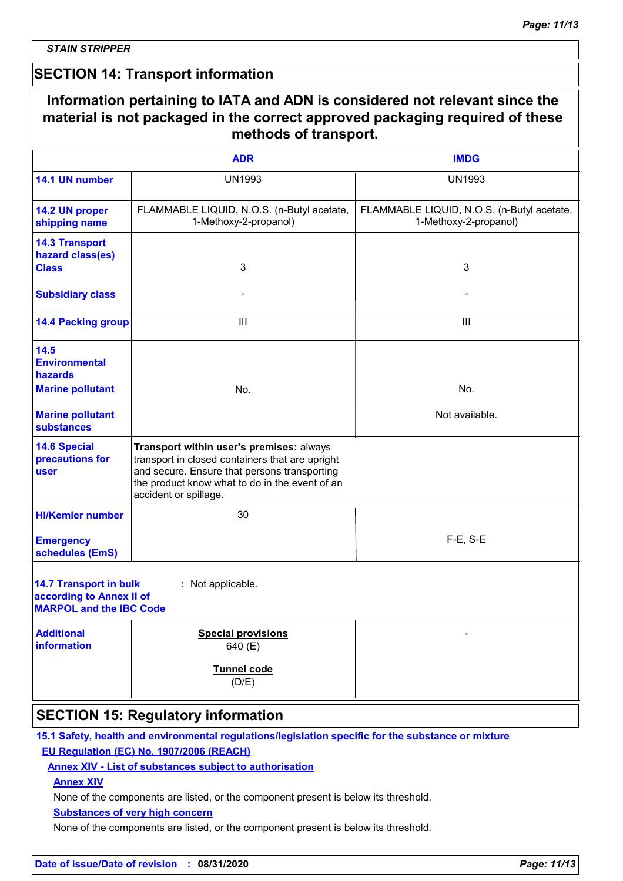STAIN STRIPPER

## SECTION 14: Transport information

**Information pertaining to IATA and ADN is considered not relevant since the material is not packaged in the correct approved packaging required of these methods of transport.**

| | ADR | IMDG |
|---|---|---|
| **14.1 UN number** | UN1993 | UN1993 |
| **14.2 UN proper shipping name** | FLAMMABLE LIQUID, N.O.S. (n-Butyl acetate, 1-Methoxy-2-propanol) | FLAMMABLE LIQUID, N.O.S. (n-Butyl acetate, 1-Methoxy-2-propanol) |
| **14.3 Transport hazard class(es) Class** | 3 | 3 |
| **Subsidiary class** | - | - |
| **14.4 Packing group** | III | III |
| **14.5 Environmental hazards Marine pollutant** | No. | No. |
| **Marine pollutant substances** | | Not available. |
| **14.6 Special precautions for user** | **Transport within user's premises:** always transport in closed containers that are upright and secure. Ensure that persons transporting the product know what to do in the event of an accident or spillage. | |
| **HI/Kemler number** | 30 | |
| **Emergency schedules (EmS)** | | F-E, S-E |
| **14.7 Transport in bulk according to Annex II of MARPOL and the IBC Code** | : Not applicable. | |
| **Additional information** | **Special provisions** 640 (E) **Tunnel code** (D/E) | - |

## SECTION 15: Regulatory information

**15.1 Safety, health and environmental regulations/legislation specific for the substance or mixture**

**EU Regulation (EC) No. 1907/2006 (REACH)**

**Annex XIV - List of substances subject to authorisation**

**Annex XIV**

None of the components are listed, or the component present is below its threshold.

**Substances of very high concern**

None of the components are listed, or the component present is below its threshold.

**Date of issue/Date of revision : 08/31/2020**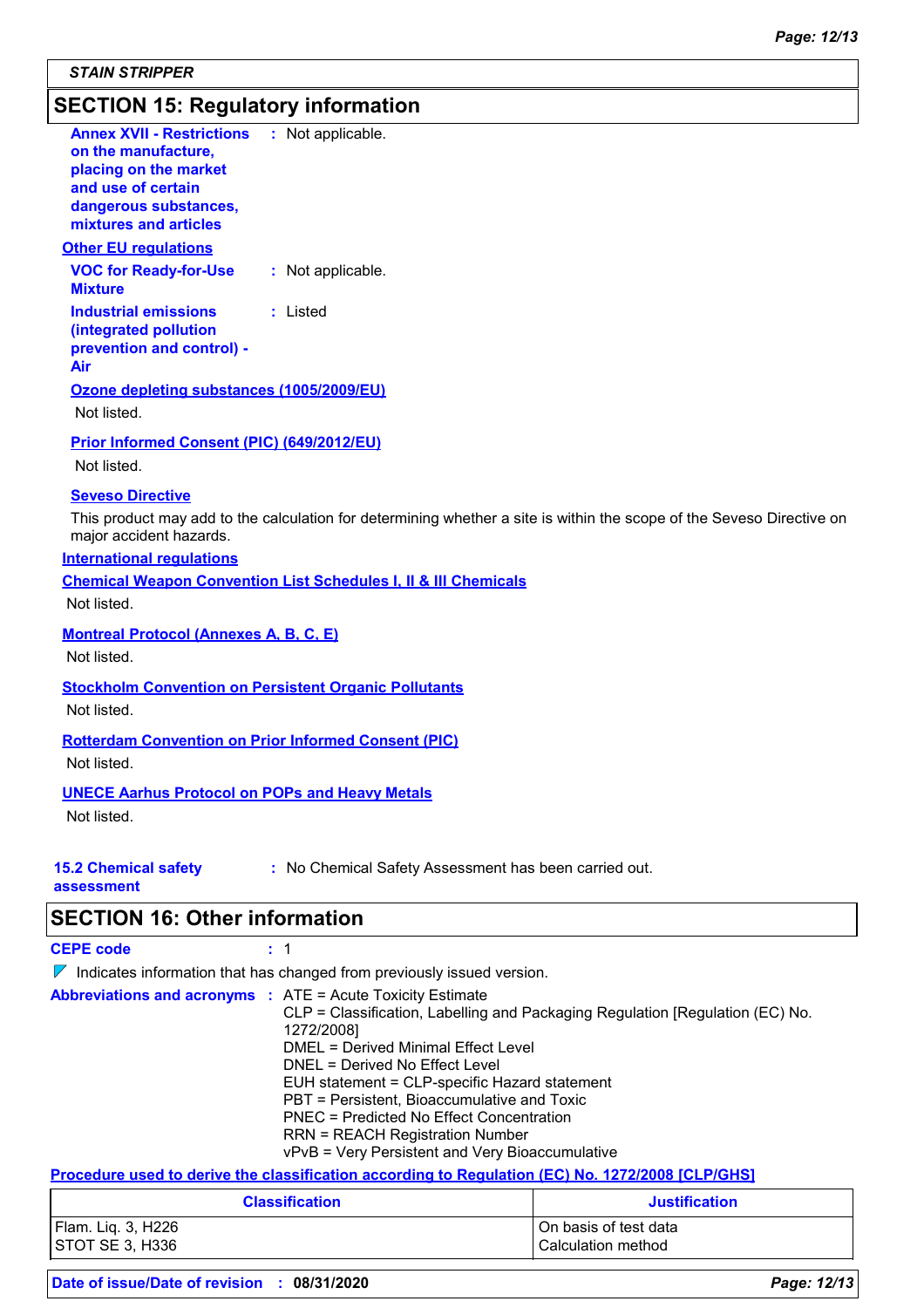STAIN STRIPPER

## SECTION 15: Regulatory information

**Annex XVII - Restrictions on the manufacture, placing on the market and use of certain dangerous substances, mixtures and articles** : Not applicable.

**Other EU regulations**

**VOC for Ready-for-Use Mixture** : Not applicable.

**Industrial emissions (integrated pollution prevention and control) - Air** : Listed

**Ozone depleting substances (1005/2009/EU)**

Not listed.

**Prior Informed Consent (PIC) (649/2012/EU)**

Not listed.

**Seveso Directive**

This product may add to the calculation for determining whether a site is within the scope of the Seveso Directive on major accident hazards.

**International regulations**

**Chemical Weapon Convention List Schedules I, II & III Chemicals**

Not listed.

**Montreal Protocol (Annexes A, B, C, E)**

Not listed.

**Stockholm Convention on Persistent Organic Pollutants**

Not listed.

**Rotterdam Convention on Prior Informed Consent (PIC)**

Not listed.

**UNECE Aarhus Protocol on POPs and Heavy Metals**

Not listed.

**15.2 Chemical safety assessment** : No Chemical Safety Assessment has been carried out.

## SECTION 16: Other information

**CEPE code** : 1

Indicates information that has changed from previously issued version.

**Abbreviations and acronyms** :
ATE = Acute Toxicity Estimate
CLP = Classification, Labelling and Packaging Regulation [Regulation (EC) No. 1272/2008]
DMEL = Derived Minimal Effect Level
DNEL = Derived No Effect Level
EUH statement = CLP-specific Hazard statement
PBT = Persistent, Bioaccumulative and Toxic
PNEC = Predicted No Effect Concentration
RRN = REACH Registration Number
vPvB = Very Persistent and Very Bioaccumulative

**Procedure used to derive the classification according to Regulation (EC) No. 1272/2008 [CLP/GHS]**

| Classification | Justification |
|---|---|
| Flam. Liq. 3, H226 | On basis of test data |
| STOT SE 3, H336 | Calculation method |

**Date of issue/Date of revision** : **08/31/2020**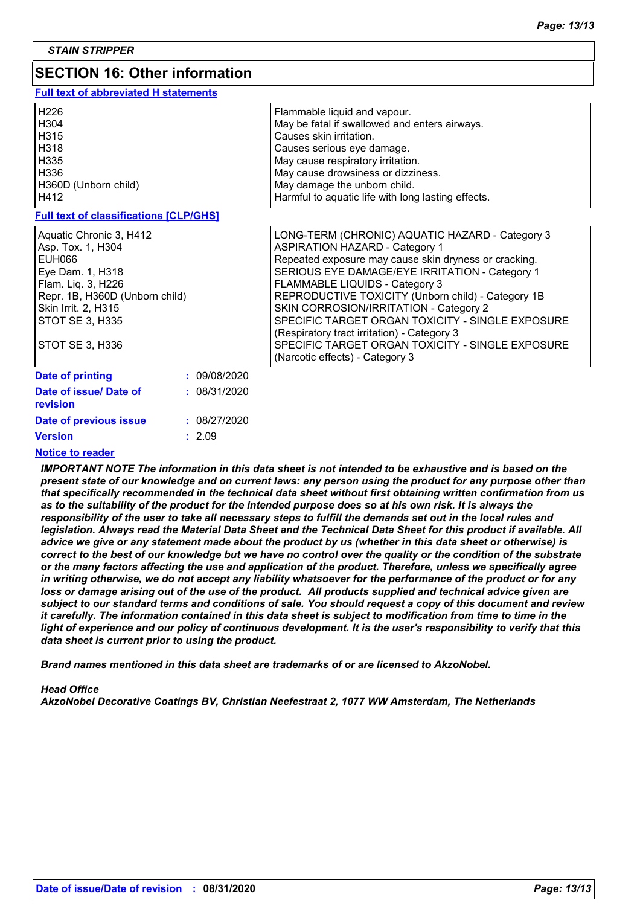STAIN STRIPPER

## SECTION 16: Other information

**Full text of abbreviated H statements**

| | |
|---|---|
| H226 | Flammable liquid and vapour. |
| H304 | May be fatal if swallowed and enters airways. |
| H315 | Causes skin irritation. |
| H318 | Causes serious eye damage. |
| H335 | May cause respiratory irritation. |
| H336 | May cause drowsiness or dizziness. |
| H360D (Unborn child) | May damage the unborn child. |
| H412 | Harmful to aquatic life with long lasting effects. |

**Full text of classifications [CLP/GHS]**

| | |
|---|---|
| Aquatic Chronic 3, H412 | LONG-TERM (CHRONIC) AQUATIC HAZARD - Category 3 |
| Asp. Tox. 1, H304 | ASPIRATION HAZARD - Category 1 |
| EUH066 | Repeated exposure may cause skin dryness or cracking. |
| Eye Dam. 1, H318 | SERIOUS EYE DAMAGE/EYE IRRITATION - Category 1 |
| Flam. Liq. 3, H226 | FLAMMABLE LIQUIDS - Category 3 |
| Repr. 1B, H360D (Unborn child) | REPRODUCTIVE TOXICITY (Unborn child) - Category 1B |
| Skin Irrit. 2, H315 | SKIN CORROSION/IRRITATION - Category 2 |
| STOT SE 3, H335 | SPECIFIC TARGET ORGAN TOXICITY - SINGLE EXPOSURE (Respiratory tract irritation) - Category 3 |
| STOT SE 3, H336 | SPECIFIC TARGET ORGAN TOXICITY - SINGLE EXPOSURE (Narcotic effects) - Category 3 |

| | |
|---|---|
| **Date of printing** | : 09/08/2020 |
| **Date of issue/ Date of revision** | : 08/31/2020 |
| **Date of previous issue** | : 08/27/2020 |
| **Version** | : 2.09 |

**Notice to reader**

***IMPORTANT NOTE The information in this data sheet is not intended to be exhaustive and is based on the present state of our knowledge and on current laws: any person using the product for any purpose other than that specifically recommended in the technical data sheet without first obtaining written confirmation from us as to the suitability of the product for the intended purpose does so at his own risk. It is always the responsibility of the user to take all necessary steps to fulfill the demands set out in the local rules and legislation. Always read the Material Data Sheet and the Technical Data Sheet for this product if available. All advice we give or any statement made about the product by us (whether in this data sheet or otherwise) is correct to the best of our knowledge but we have no control over the quality or the condition of the substrate or the many factors affecting the use and application of the product. Therefore, unless we specifically agree in writing otherwise, we do not accept any liability whatsoever for the performance of the product or for any loss or damage arising out of the use of the product. All products supplied and technical advice given are subject to our standard terms and conditions of sale. You should request a copy of this document and review it carefully. The information contained in this data sheet is subject to modification from time to time in the light of experience and our policy of continuous development. It is the user's responsibility to verify that this data sheet is current prior to using the product.***

***Brand names mentioned in this data sheet are trademarks of or are licensed to AkzoNobel.***

***Head Office***
***AkzoNobel Decorative Coatings BV, Christian Neefestraat 2, 1077 WW Amsterdam, The Netherlands***